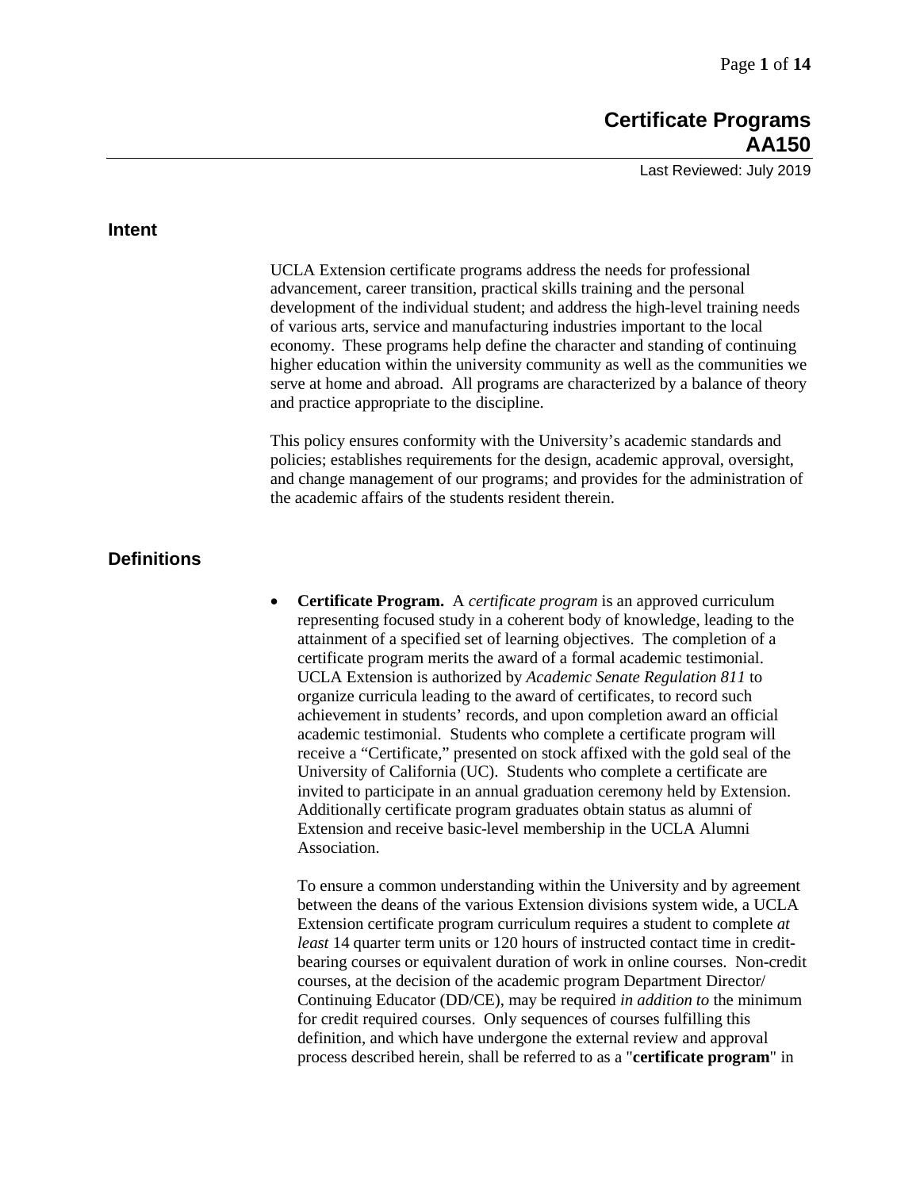# Certificate Programs
# AA150

Last Reviewed: July 2019

## Intent

UCLA Extension certificate programs address the needs for professional advancement, career transition, practical skills training and the personal development of the individual student; and address the high-level training needs of various arts, service and manufacturing industries important to the local economy. These programs help define the character and standing of continuing higher education within the university community as well as the communities we serve at home and abroad. All programs are characterized by a balance of theory and practice appropriate to the discipline.

This policy ensures conformity with the University's academic standards and policies; establishes requirements for the design, academic approval, oversight, and change management of our programs; and provides for the administration of the academic affairs of the students resident therein.

## Definitions

- **Certificate Program.** A *certificate program* is an approved curriculum representing focused study in a coherent body of knowledge, leading to the attainment of a specified set of learning objectives. The completion of a certificate program merits the award of a formal academic testimonial. UCLA Extension is authorized by *Academic Senate Regulation 811* to organize curricula leading to the award of certificates, to record such achievement in students' records, and upon completion award an official academic testimonial. Students who complete a certificate program will receive a "Certificate," presented on stock affixed with the gold seal of the University of California (UC). Students who complete a certificate are invited to participate in an annual graduation ceremony held by Extension. Additionally certificate program graduates obtain status as alumni of Extension and receive basic-level membership in the UCLA Alumni Association.

  To ensure a common understanding within the University and by agreement between the deans of the various Extension divisions system wide, a UCLA Extension certificate program curriculum requires a student to complete *at least* 14 quarter term units or 120 hours of instructed contact time in credit-bearing courses or equivalent duration of work in online courses. Non-credit courses, at the decision of the academic program Department Director/ Continuing Educator (DD/CE), may be required *in addition to* the minimum for credit required courses. Only sequences of courses fulfilling this definition, and which have undergone the external review and approval process described herein, shall be referred to as a "**certificate program**" in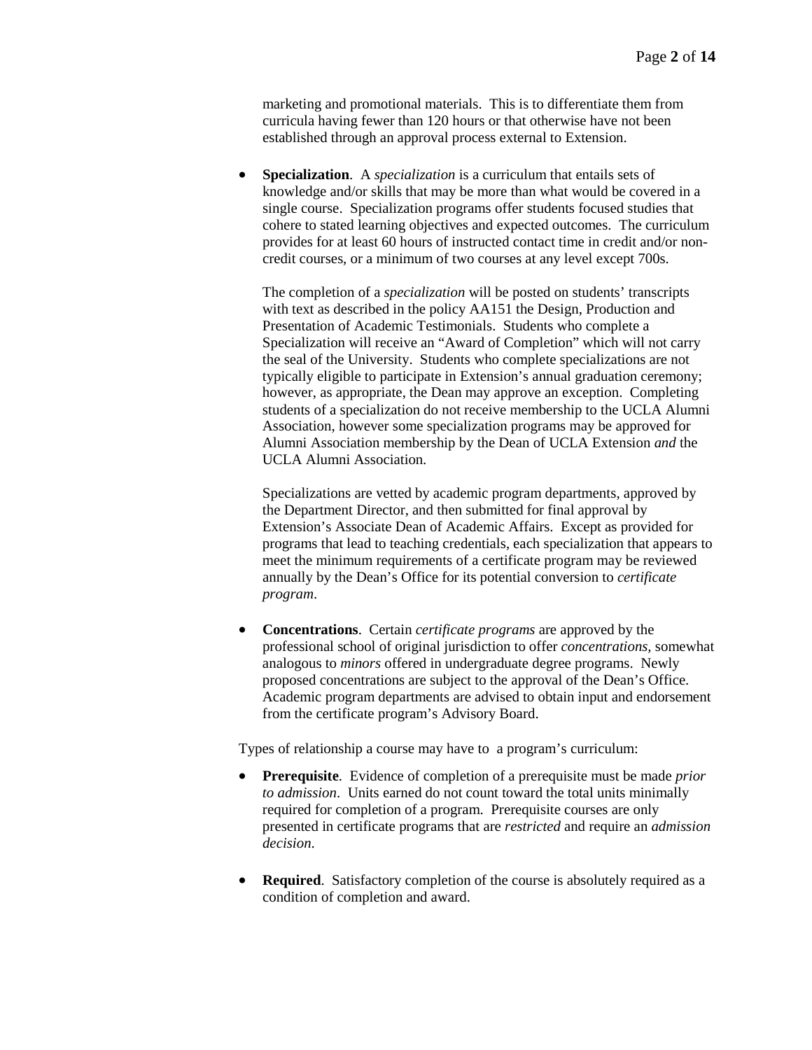marketing and promotional materials. This is to differentiate them from curricula having fewer than 120 hours or that otherwise have not been established through an approval process external to Extension.

- **Specialization**. A *specialization* is a curriculum that entails sets of knowledge and/or skills that may be more than what would be covered in a single course. Specialization programs offer students focused studies that cohere to stated learning objectives and expected outcomes. The curriculum provides for at least 60 hours of instructed contact time in credit and/or non-credit courses, or a minimum of two courses at any level except 700s.

  The completion of a *specialization* will be posted on students' transcripts with text as described in the policy AA151 the Design, Production and Presentation of Academic Testimonials. Students who complete a Specialization will receive an "Award of Completion" which will not carry the seal of the University. Students who complete specializations are not typically eligible to participate in Extension's annual graduation ceremony; however, as appropriate, the Dean may approve an exception. Completing students of a specialization do not receive membership to the UCLA Alumni Association, however some specialization programs may be approved for Alumni Association membership by the Dean of UCLA Extension *and* the UCLA Alumni Association.

  Specializations are vetted by academic program departments, approved by the Department Director, and then submitted for final approval by Extension's Associate Dean of Academic Affairs. Except as provided for programs that lead to teaching credentials, each specialization that appears to meet the minimum requirements of a certificate program may be reviewed annually by the Dean's Office for its potential conversion to *certificate program*.

- **Concentrations**. Certain *certificate programs* are approved by the professional school of original jurisdiction to offer *concentrations,* somewhat analogous to *minors* offered in undergraduate degree programs. Newly proposed concentrations are subject to the approval of the Dean's Office. Academic program departments are advised to obtain input and endorsement from the certificate program's Advisory Board.

Types of relationship a course may have to a program's curriculum:

- **Prerequisite**. Evidence of completion of a prerequisite must be made *prior to admission*. Units earned do not count toward the total units minimally required for completion of a program. Prerequisite courses are only presented in certificate programs that are *restricted* and require an *admission decision*.

- **Required**. Satisfactory completion of the course is absolutely required as a condition of completion and award.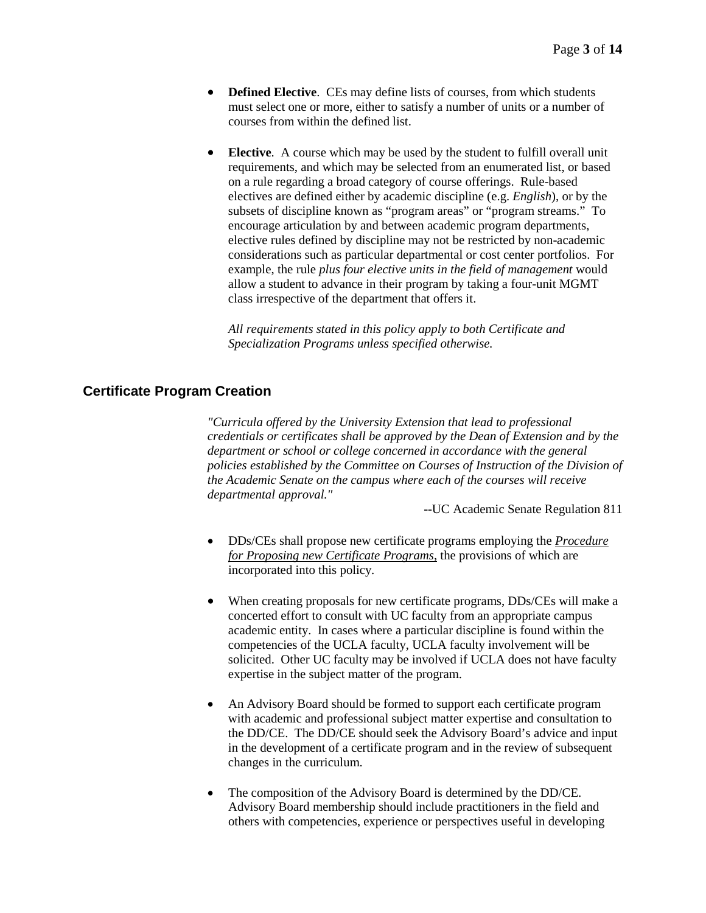- **Defined Elective**. CEs may define lists of courses, from which students must select one or more, either to satisfy a number of units or a number of courses from within the defined list.

- **Elective**. A course which may be used by the student to fulfill overall unit requirements, and which may be selected from an enumerated list, or based on a rule regarding a broad category of course offerings. Rule-based electives are defined either by academic discipline (e.g. *English*), or by the subsets of discipline known as "program areas" or "program streams." To encourage articulation by and between academic program departments, elective rules defined by discipline may not be restricted by non-academic considerations such as particular departmental or cost center portfolios. For example, the rule *plus four elective units in the field of management* would allow a student to advance in their program by taking a four-unit MGMT class irrespective of the department that offers it.

  *All requirements stated in this policy apply to both Certificate and Specialization Programs unless specified otherwise.*

## Certificate Program Creation

*"Curricula offered by the University Extension that lead to professional credentials or certificates shall be approved by the Dean of Extension and by the department or school or college concerned in accordance with the general policies established by the Committee on Courses of Instruction of the Division of the Academic Senate on the campus where each of the courses will receive departmental approval."*

--UC Academic Senate Regulation 811

- DDs/CEs shall propose new certificate programs employing the *Procedure for Proposing new Certificate Programs*, the provisions of which are incorporated into this policy.

- When creating proposals for new certificate programs, DDs/CEs will make a concerted effort to consult with UC faculty from an appropriate campus academic entity. In cases where a particular discipline is found within the competencies of the UCLA faculty, UCLA faculty involvement will be solicited. Other UC faculty may be involved if UCLA does not have faculty expertise in the subject matter of the program.

- An Advisory Board should be formed to support each certificate program with academic and professional subject matter expertise and consultation to the DD/CE. The DD/CE should seek the Advisory Board's advice and input in the development of a certificate program and in the review of subsequent changes in the curriculum.

- The composition of the Advisory Board is determined by the DD/CE. Advisory Board membership should include practitioners in the field and others with competencies, experience or perspectives useful in developing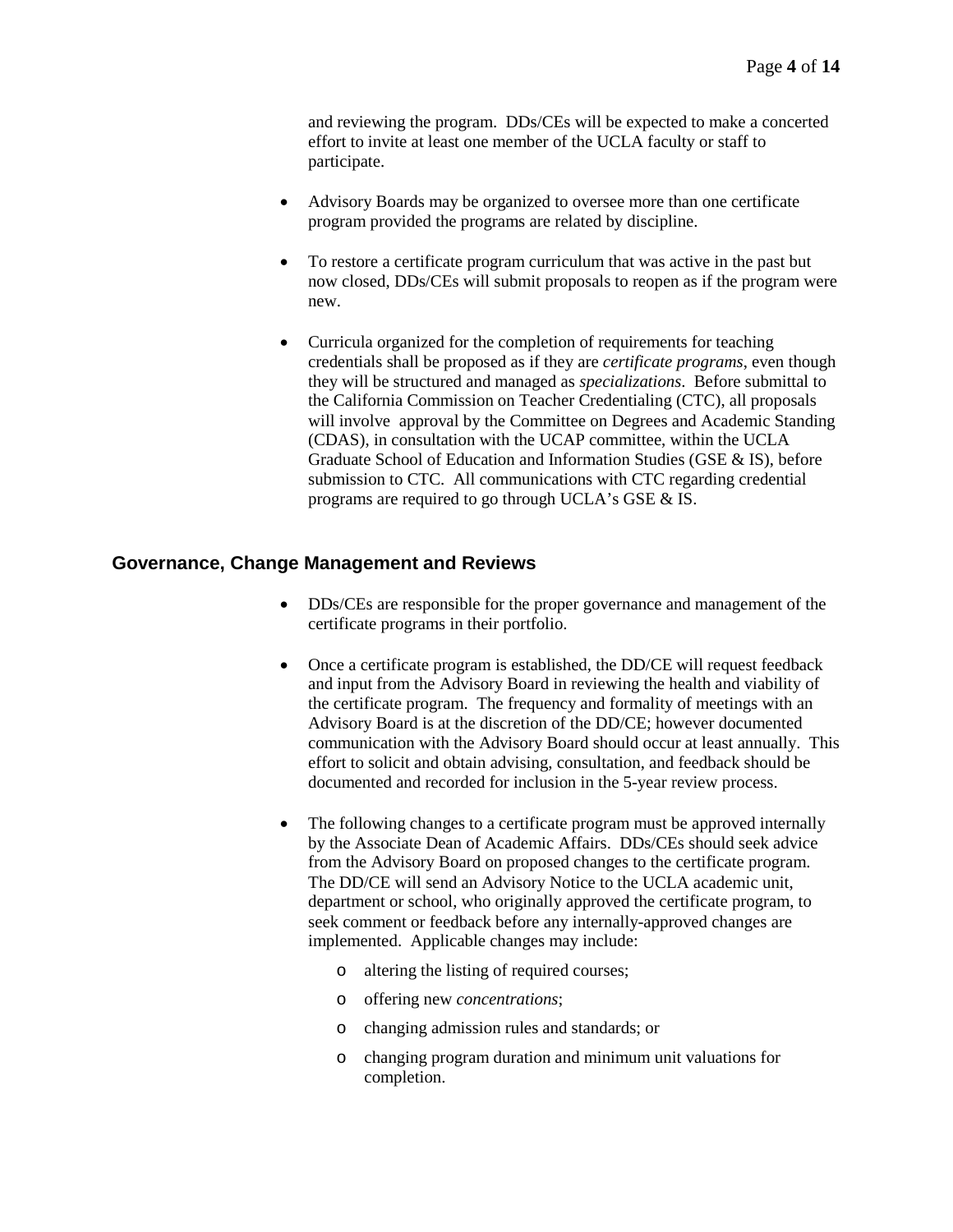and reviewing the program. DDs/CEs will be expected to make a concerted effort to invite at least one member of the UCLA faculty or staff to participate.

- Advisory Boards may be organized to oversee more than one certificate program provided the programs are related by discipline.

- To restore a certificate program curriculum that was active in the past but now closed, DDs/CEs will submit proposals to reopen as if the program were new.

- Curricula organized for the completion of requirements for teaching credentials shall be proposed as if they are *certificate programs*, even though they will be structured and managed as *specializations*. Before submittal to the California Commission on Teacher Credentialing (CTC), all proposals will involve approval by the Committee on Degrees and Academic Standing (CDAS), in consultation with the UCAP committee, within the UCLA Graduate School of Education and Information Studies (GSE & IS), before submission to CTC. All communications with CTC regarding credential programs are required to go through UCLA's GSE & IS.

## Governance, Change Management and Reviews

- DDs/CEs are responsible for the proper governance and management of the certificate programs in their portfolio.

- Once a certificate program is established, the DD/CE will request feedback and input from the Advisory Board in reviewing the health and viability of the certificate program. The frequency and formality of meetings with an Advisory Board is at the discretion of the DD/CE; however documented communication with the Advisory Board should occur at least annually. This effort to solicit and obtain advising, consultation, and feedback should be documented and recorded for inclusion in the 5-year review process.

- The following changes to a certificate program must be approved internally by the Associate Dean of Academic Affairs. DDs/CEs should seek advice from the Advisory Board on proposed changes to the certificate program. The DD/CE will send an Advisory Notice to the UCLA academic unit, department or school, who originally approved the certificate program, to seek comment or feedback before any internally-approved changes are implemented. Applicable changes may include:
  - altering the listing of required courses;
  - offering new *concentrations*;
  - changing admission rules and standards; or
  - changing program duration and minimum unit valuations for completion.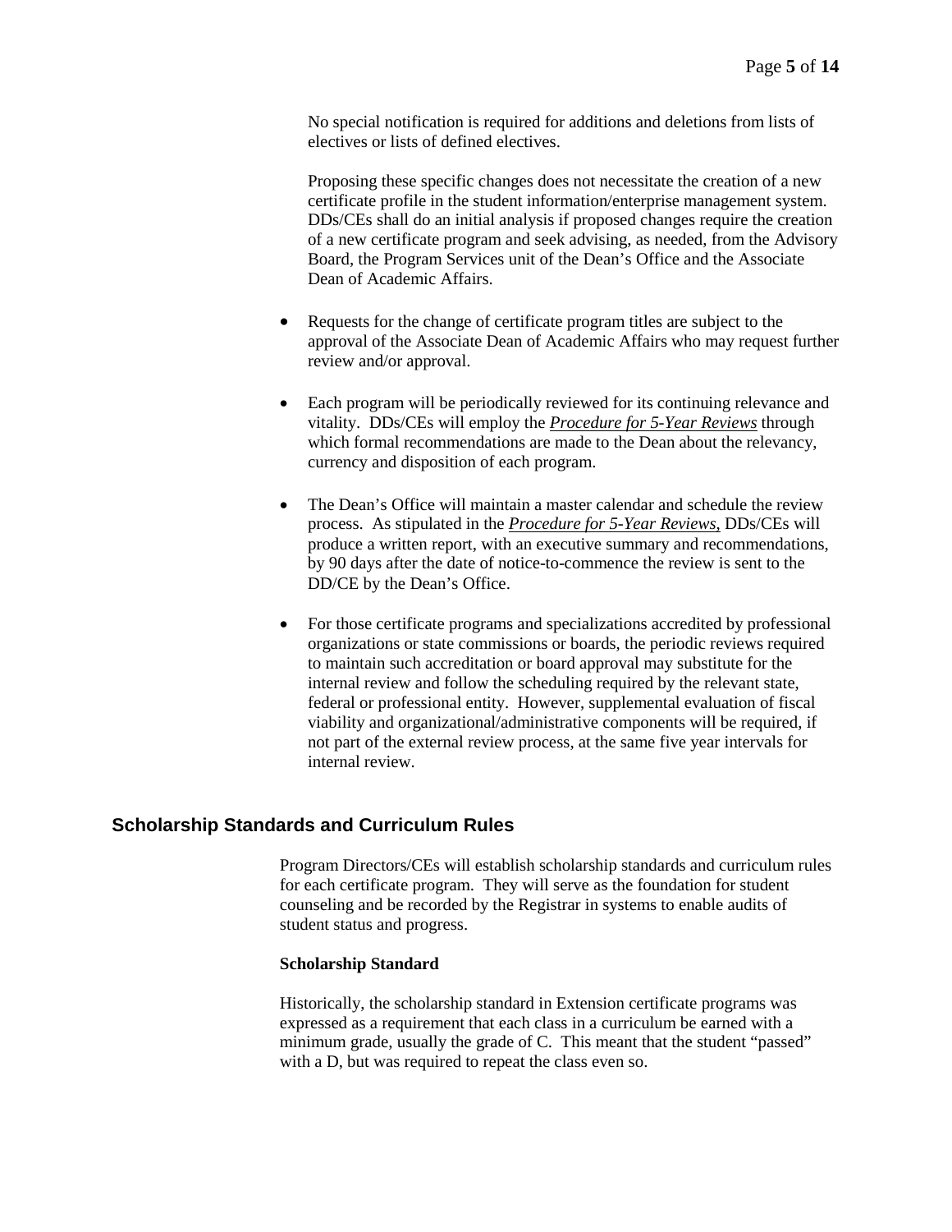No special notification is required for additions and deletions from lists of electives or lists of defined electives.

Proposing these specific changes does not necessitate the creation of a new certificate profile in the student information/enterprise management system. DDs/CEs shall do an initial analysis if proposed changes require the creation of a new certificate program and seek advising, as needed, from the Advisory Board, the Program Services unit of the Dean's Office and the Associate Dean of Academic Affairs.

- Requests for the change of certificate program titles are subject to the approval of the Associate Dean of Academic Affairs who may request further review and/or approval.
- Each program will be periodically reviewed for its continuing relevance and vitality. DDs/CEs will employ the ***Procedure for 5-Year Reviews*** through which formal recommendations are made to the Dean about the relevancy, currency and disposition of each program.
- The Dean's Office will maintain a master calendar and schedule the review process. As stipulated in the ***Procedure for 5-Year Reviews,*** DDs/CEs will produce a written report, with an executive summary and recommendations, by 90 days after the date of notice-to-commence the review is sent to the DD/CE by the Dean's Office.
- For those certificate programs and specializations accredited by professional organizations or state commissions or boards, the periodic reviews required to maintain such accreditation or board approval may substitute for the internal review and follow the scheduling required by the relevant state, federal or professional entity. However, supplemental evaluation of fiscal viability and organizational/administrative components will be required, if not part of the external review process, at the same five year intervals for internal review.

## Scholarship Standards and Curriculum Rules

Program Directors/CEs will establish scholarship standards and curriculum rules for each certificate program. They will serve as the foundation for student counseling and be recorded by the Registrar in systems to enable audits of student status and progress.

**Scholarship Standard**

Historically, the scholarship standard in Extension certificate programs was expressed as a requirement that each class in a curriculum be earned with a minimum grade, usually the grade of C. This meant that the student "passed" with a D, but was required to repeat the class even so.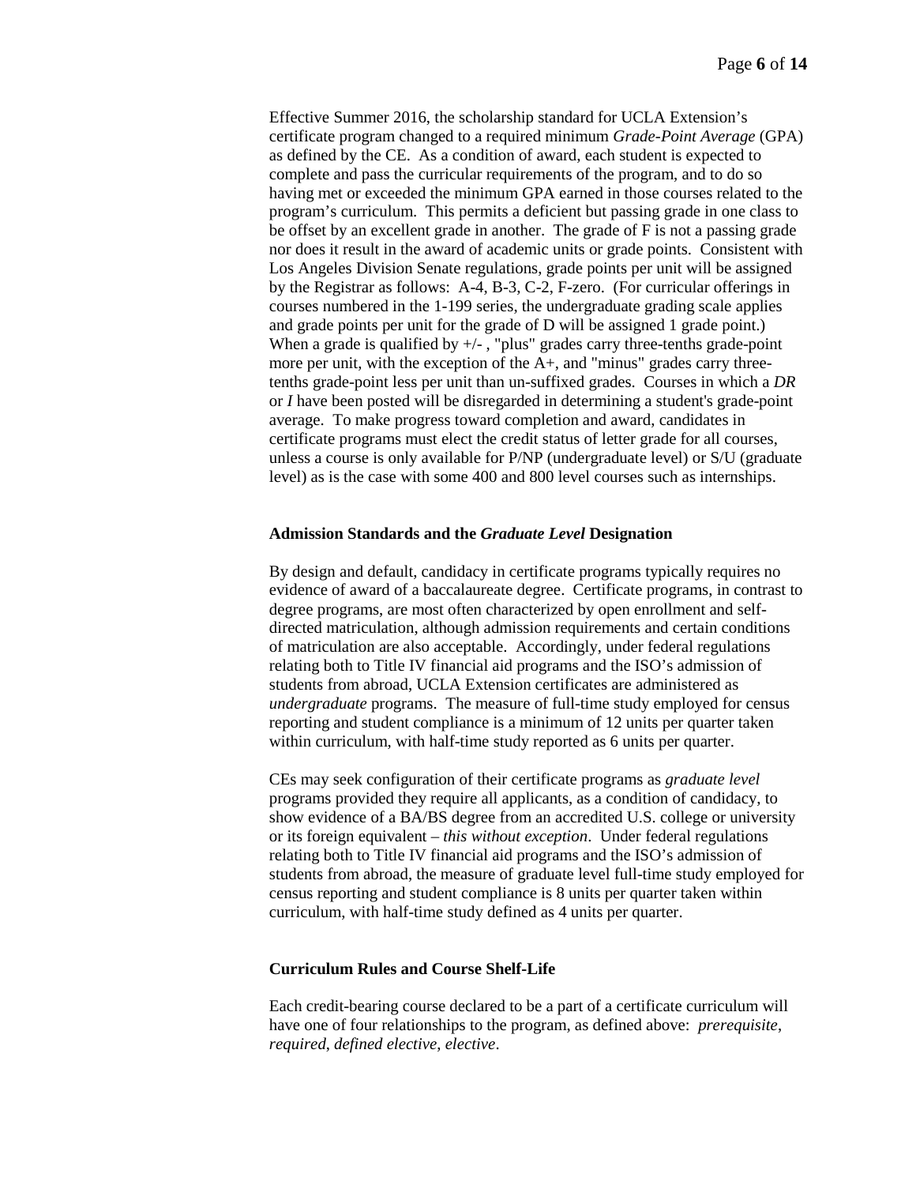Effective Summer 2016, the scholarship standard for UCLA Extension's certificate program changed to a required minimum *Grade-Point Average* (GPA) as defined by the CE. As a condition of award, each student is expected to complete and pass the curricular requirements of the program, and to do so having met or exceeded the minimum GPA earned in those courses related to the program's curriculum. This permits a deficient but passing grade in one class to be offset by an excellent grade in another. The grade of F is not a passing grade nor does it result in the award of academic units or grade points. Consistent with Los Angeles Division Senate regulations, grade points per unit will be assigned by the Registrar as follows: A-4, B-3, C-2, F-zero. (For curricular offerings in courses numbered in the 1-199 series, the undergraduate grading scale applies and grade points per unit for the grade of D will be assigned 1 grade point.) When a grade is qualified by +/- , "plus" grades carry three-tenths grade-point more per unit, with the exception of the A+, and "minus" grades carry three-tenths grade-point less per unit than un-suffixed grades. Courses in which a *DR* or *I* have been posted will be disregarded in determining a student's grade-point average. To make progress toward completion and award, candidates in certificate programs must elect the credit status of letter grade for all courses, unless a course is only available for P/NP (undergraduate level) or S/U (graduate level) as is the case with some 400 and 800 level courses such as internships.

### Admission Standards and the *Graduate Level* Designation

By design and default, candidacy in certificate programs typically requires no evidence of award of a baccalaureate degree. Certificate programs, in contrast to degree programs, are most often characterized by open enrollment and self-directed matriculation, although admission requirements and certain conditions of matriculation are also acceptable. Accordingly, under federal regulations relating both to Title IV financial aid programs and the ISO's admission of students from abroad, UCLA Extension certificates are administered as *undergraduate* programs. The measure of full-time study employed for census reporting and student compliance is a minimum of 12 units per quarter taken within curriculum, with half-time study reported as 6 units per quarter.

CEs may seek configuration of their certificate programs as *graduate level* programs provided they require all applicants, as a condition of candidacy, to show evidence of a BA/BS degree from an accredited U.S. college or university or its foreign equivalent – *this without exception*. Under federal regulations relating both to Title IV financial aid programs and the ISO's admission of students from abroad, the measure of graduate level full-time study employed for census reporting and student compliance is 8 units per quarter taken within curriculum, with half-time study defined as 4 units per quarter.

### Curriculum Rules and Course Shelf-Life

Each credit-bearing course declared to be a part of a certificate curriculum will have one of four relationships to the program, as defined above: *prerequisite*, *required*, *defined elective*, *elective*.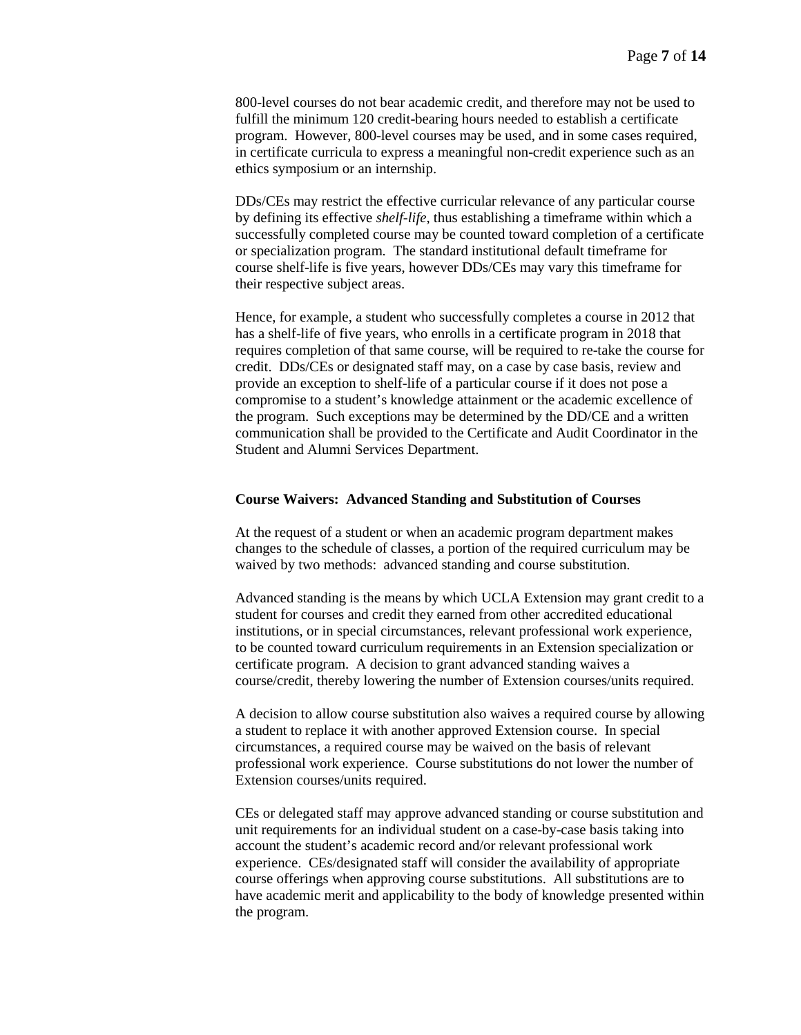800-level courses do not bear academic credit, and therefore may not be used to fulfill the minimum 120 credit-bearing hours needed to establish a certificate program. However, 800-level courses may be used, and in some cases required, in certificate curricula to express a meaningful non-credit experience such as an ethics symposium or an internship.

DDs/CEs may restrict the effective curricular relevance of any particular course by defining its effective *shelf-life*, thus establishing a timeframe within which a successfully completed course may be counted toward completion of a certificate or specialization program. The standard institutional default timeframe for course shelf-life is five years, however DDs/CEs may vary this timeframe for their respective subject areas.

Hence, for example, a student who successfully completes a course in 2012 that has a shelf-life of five years, who enrolls in a certificate program in 2018 that requires completion of that same course, will be required to re-take the course for credit. DDs/CEs or designated staff may, on a case by case basis, review and provide an exception to shelf-life of a particular course if it does not pose a compromise to a student's knowledge attainment or the academic excellence of the program. Such exceptions may be determined by the DD/CE and a written communication shall be provided to the Certificate and Audit Coordinator in the Student and Alumni Services Department.

**Course Waivers: Advanced Standing and Substitution of Courses**

At the request of a student or when an academic program department makes changes to the schedule of classes, a portion of the required curriculum may be waived by two methods: advanced standing and course substitution.

Advanced standing is the means by which UCLA Extension may grant credit to a student for courses and credit they earned from other accredited educational institutions, or in special circumstances, relevant professional work experience, to be counted toward curriculum requirements in an Extension specialization or certificate program. A decision to grant advanced standing waives a course/credit, thereby lowering the number of Extension courses/units required.

A decision to allow course substitution also waives a required course by allowing a student to replace it with another approved Extension course. In special circumstances, a required course may be waived on the basis of relevant professional work experience. Course substitutions do not lower the number of Extension courses/units required.

CEs or delegated staff may approve advanced standing or course substitution and unit requirements for an individual student on a case-by-case basis taking into account the student's academic record and/or relevant professional work experience. CEs/designated staff will consider the availability of appropriate course offerings when approving course substitutions. All substitutions are to have academic merit and applicability to the body of knowledge presented within the program.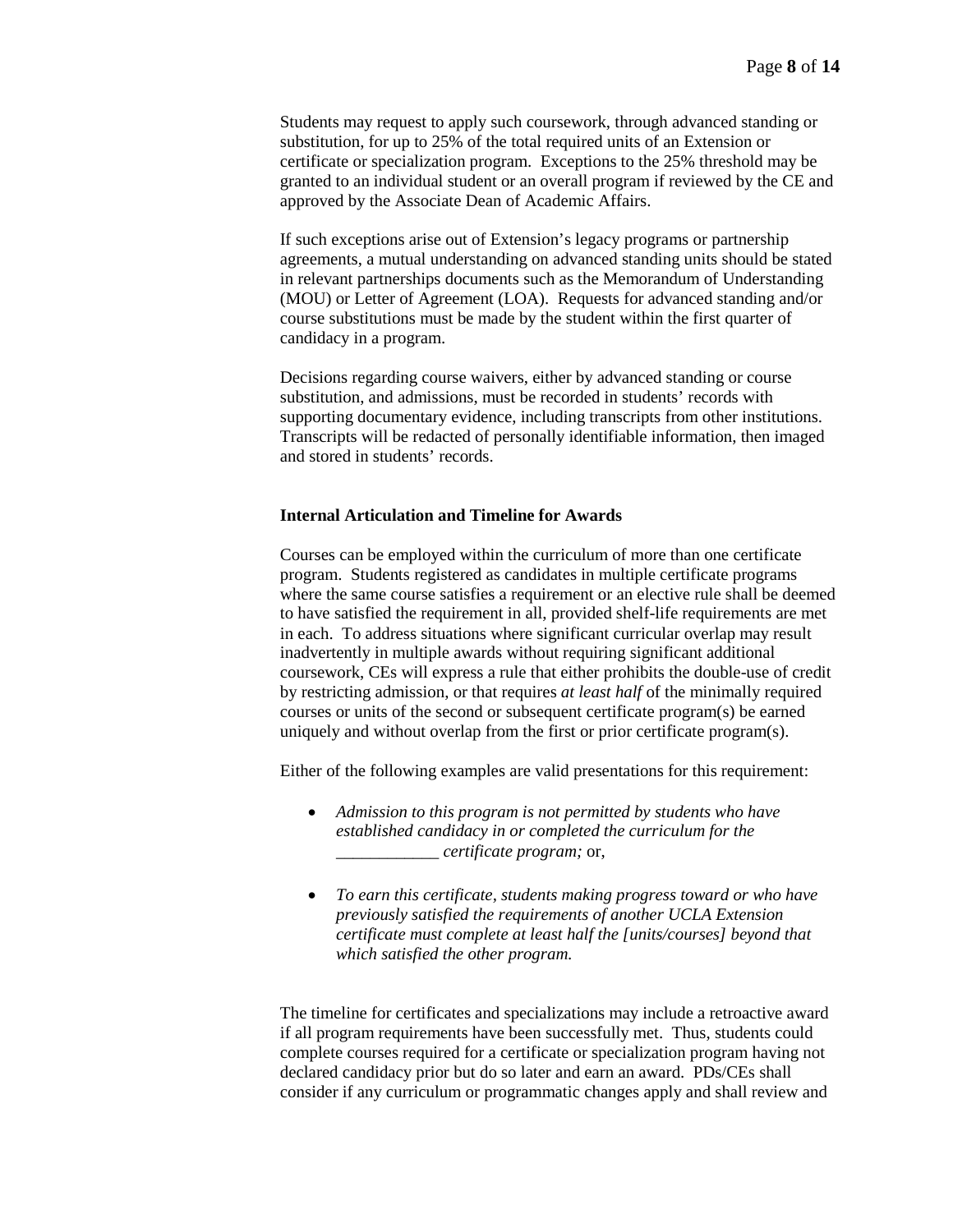Students may request to apply such coursework, through advanced standing or substitution, for up to 25% of the total required units of an Extension or certificate or specialization program. Exceptions to the 25% threshold may be granted to an individual student or an overall program if reviewed by the CE and approved by the Associate Dean of Academic Affairs.

If such exceptions arise out of Extension's legacy programs or partnership agreements, a mutual understanding on advanced standing units should be stated in relevant partnerships documents such as the Memorandum of Understanding (MOU) or Letter of Agreement (LOA). Requests for advanced standing and/or course substitutions must be made by the student within the first quarter of candidacy in a program.

Decisions regarding course waivers, either by advanced standing or course substitution, and admissions, must be recorded in students' records with supporting documentary evidence, including transcripts from other institutions. Transcripts will be redacted of personally identifiable information, then imaged and stored in students' records.

**Internal Articulation and Timeline for Awards**

Courses can be employed within the curriculum of more than one certificate program. Students registered as candidates in multiple certificate programs where the same course satisfies a requirement or an elective rule shall be deemed to have satisfied the requirement in all, provided shelf-life requirements are met in each. To address situations where significant curricular overlap may result inadvertently in multiple awards without requiring significant additional coursework, CEs will express a rule that either prohibits the double-use of credit by restricting admission, or that requires *at least half* of the minimally required courses or units of the second or subsequent certificate program(s) be earned uniquely and without overlap from the first or prior certificate program(s).

Either of the following examples are valid presentations for this requirement:

- *Admission to this program is not permitted by students who have established candidacy in or completed the curriculum for the ____________ certificate program;* or,
- *To earn this certificate, students making progress toward or who have previously satisfied the requirements of another UCLA Extension certificate must complete at least half the [units/courses] beyond that which satisfied the other program.*

The timeline for certificates and specializations may include a retroactive award if all program requirements have been successfully met. Thus, students could complete courses required for a certificate or specialization program having not declared candidacy prior but do so later and earn an award. PDs/CEs shall consider if any curriculum or programmatic changes apply and shall review and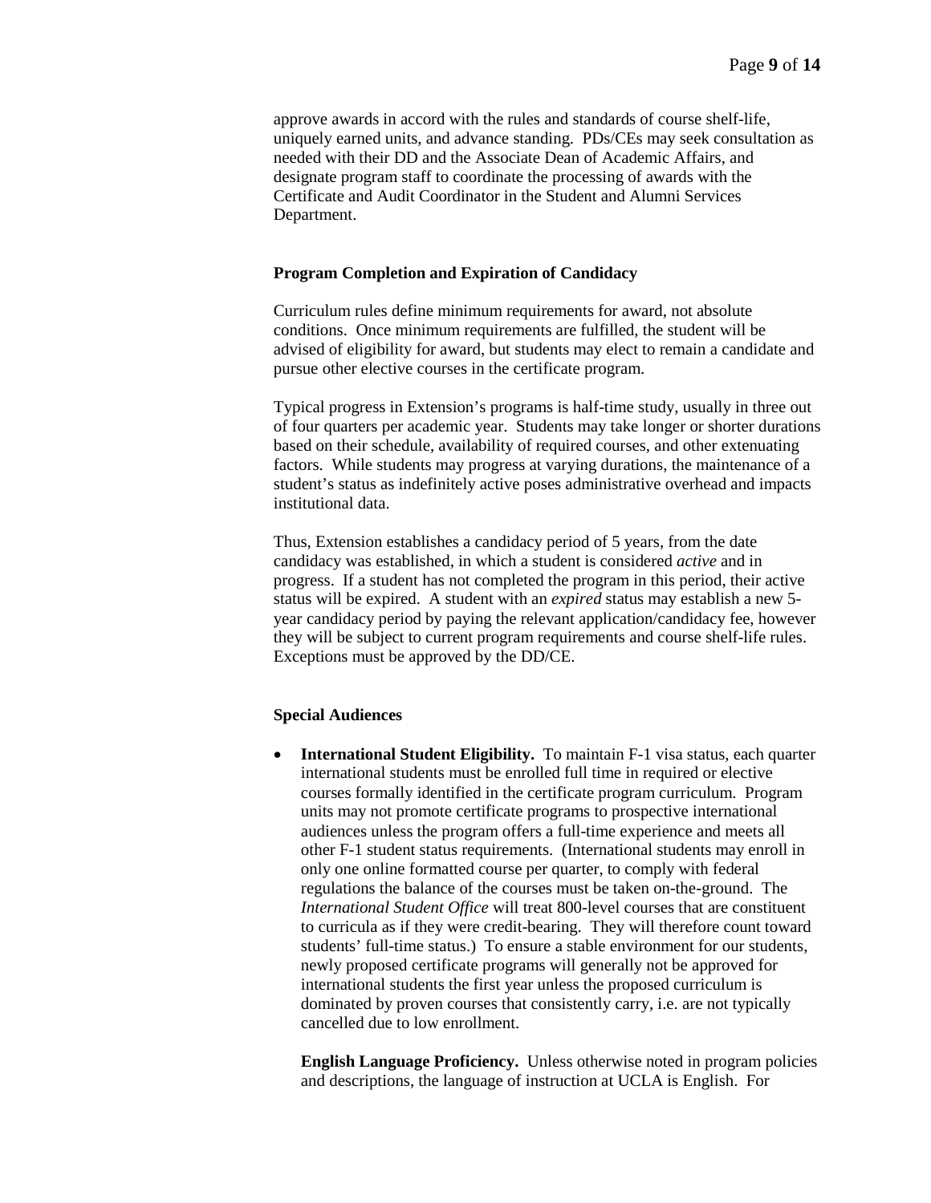approve awards in accord with the rules and standards of course shelf-life, uniquely earned units, and advance standing. PDs/CEs may seek consultation as needed with their DD and the Associate Dean of Academic Affairs, and designate program staff to coordinate the processing of awards with the Certificate and Audit Coordinator in the Student and Alumni Services Department.

**Program Completion and Expiration of Candidacy**

Curriculum rules define minimum requirements for award, not absolute conditions. Once minimum requirements are fulfilled, the student will be advised of eligibility for award, but students may elect to remain a candidate and pursue other elective courses in the certificate program.

Typical progress in Extension's programs is half-time study, usually in three out of four quarters per academic year. Students may take longer or shorter durations based on their schedule, availability of required courses, and other extenuating factors. While students may progress at varying durations, the maintenance of a student's status as indefinitely active poses administrative overhead and impacts institutional data.

Thus, Extension establishes a candidacy period of 5 years, from the date candidacy was established, in which a student is considered *active* and in progress. If a student has not completed the program in this period, their active status will be expired. A student with an *expired* status may establish a new 5-year candidacy period by paying the relevant application/candidacy fee, however they will be subject to current program requirements and course shelf-life rules. Exceptions must be approved by the DD/CE.

**Special Audiences**

- **International Student Eligibility.** To maintain F-1 visa status, each quarter international students must be enrolled full time in required or elective courses formally identified in the certificate program curriculum. Program units may not promote certificate programs to prospective international audiences unless the program offers a full-time experience and meets all other F-1 student status requirements. (International students may enroll in only one online formatted course per quarter, to comply with federal regulations the balance of the courses must be taken on-the-ground. The *International Student Office* will treat 800-level courses that are constituent to curricula as if they were credit-bearing. They will therefore count toward students' full-time status.) To ensure a stable environment for our students, newly proposed certificate programs will generally not be approved for international students the first year unless the proposed curriculum is dominated by proven courses that consistently carry, i.e. are not typically cancelled due to low enrollment.

  **English Language Proficiency.** Unless otherwise noted in program policies and descriptions, the language of instruction at UCLA is English. For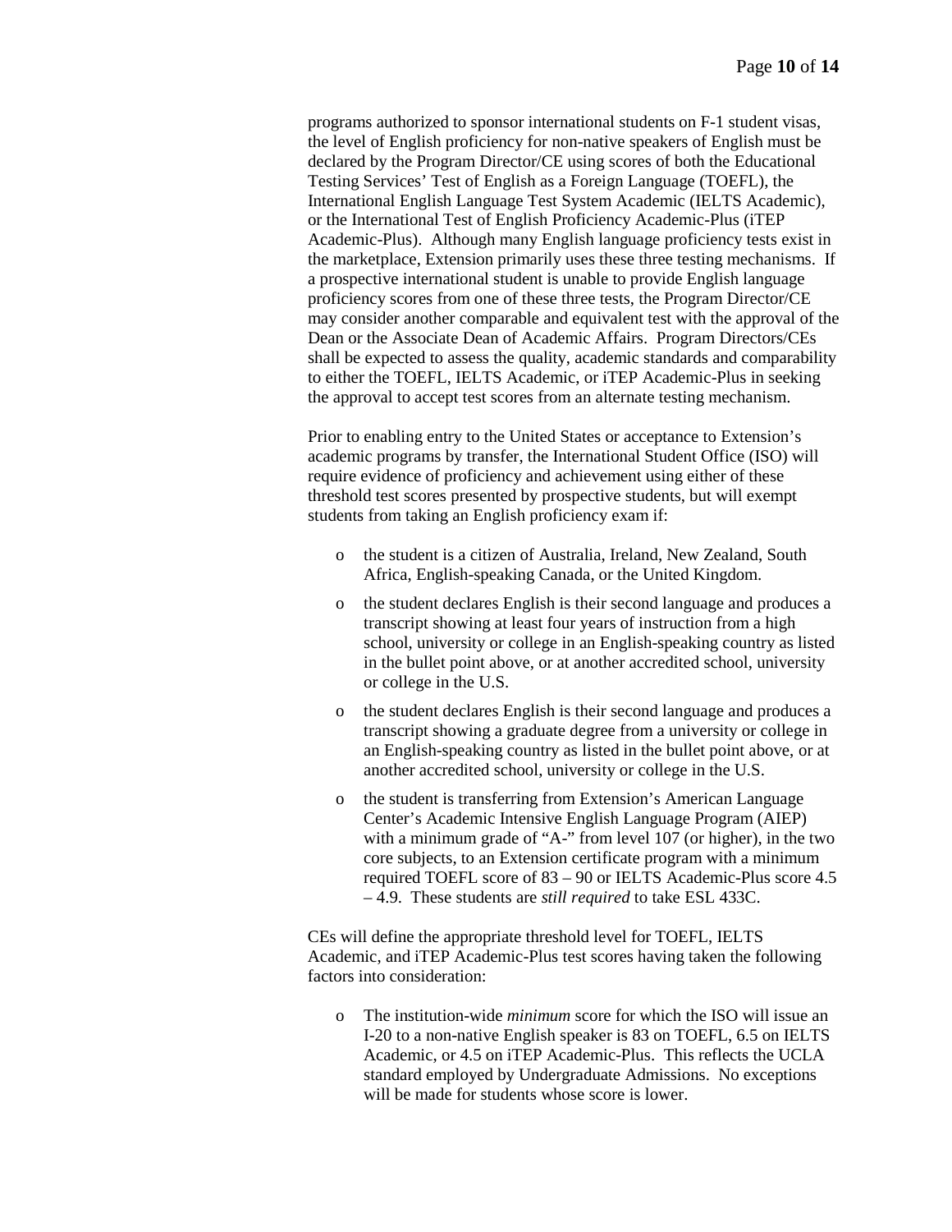programs authorized to sponsor international students on F-1 student visas, the level of English proficiency for non-native speakers of English must be declared by the Program Director/CE using scores of both the Educational Testing Services' Test of English as a Foreign Language (TOEFL), the International English Language Test System Academic (IELTS Academic), or the International Test of English Proficiency Academic-Plus (iTEP Academic-Plus). Although many English language proficiency tests exist in the marketplace, Extension primarily uses these three testing mechanisms. If a prospective international student is unable to provide English language proficiency scores from one of these three tests, the Program Director/CE may consider another comparable and equivalent test with the approval of the Dean or the Associate Dean of Academic Affairs. Program Directors/CEs shall be expected to assess the quality, academic standards and comparability to either the TOEFL, IELTS Academic, or iTEP Academic-Plus in seeking the approval to accept test scores from an alternate testing mechanism.

Prior to enabling entry to the United States or acceptance to Extension's academic programs by transfer, the International Student Office (ISO) will require evidence of proficiency and achievement using either of these threshold test scores presented by prospective students, but will exempt students from taking an English proficiency exam if:

- the student is a citizen of Australia, Ireland, New Zealand, South Africa, English-speaking Canada, or the United Kingdom.
- the student declares English is their second language and produces a transcript showing at least four years of instruction from a high school, university or college in an English-speaking country as listed in the bullet point above, or at another accredited school, university or college in the U.S.
- the student declares English is their second language and produces a transcript showing a graduate degree from a university or college in an English-speaking country as listed in the bullet point above, or at another accredited school, university or college in the U.S.
- the student is transferring from Extension's American Language Center's Academic Intensive English Language Program (AIEP) with a minimum grade of "A-" from level 107 (or higher), in the two core subjects, to an Extension certificate program with a minimum required TOEFL score of 83 – 90 or IELTS Academic-Plus score 4.5 – 4.9. These students are *still required* to take ESL 433C.

CEs will define the appropriate threshold level for TOEFL, IELTS Academic, and iTEP Academic-Plus test scores having taken the following factors into consideration:

- The institution-wide *minimum* score for which the ISO will issue an I-20 to a non-native English speaker is 83 on TOEFL, 6.5 on IELTS Academic, or 4.5 on iTEP Academic-Plus. This reflects the UCLA standard employed by Undergraduate Admissions. No exceptions will be made for students whose score is lower.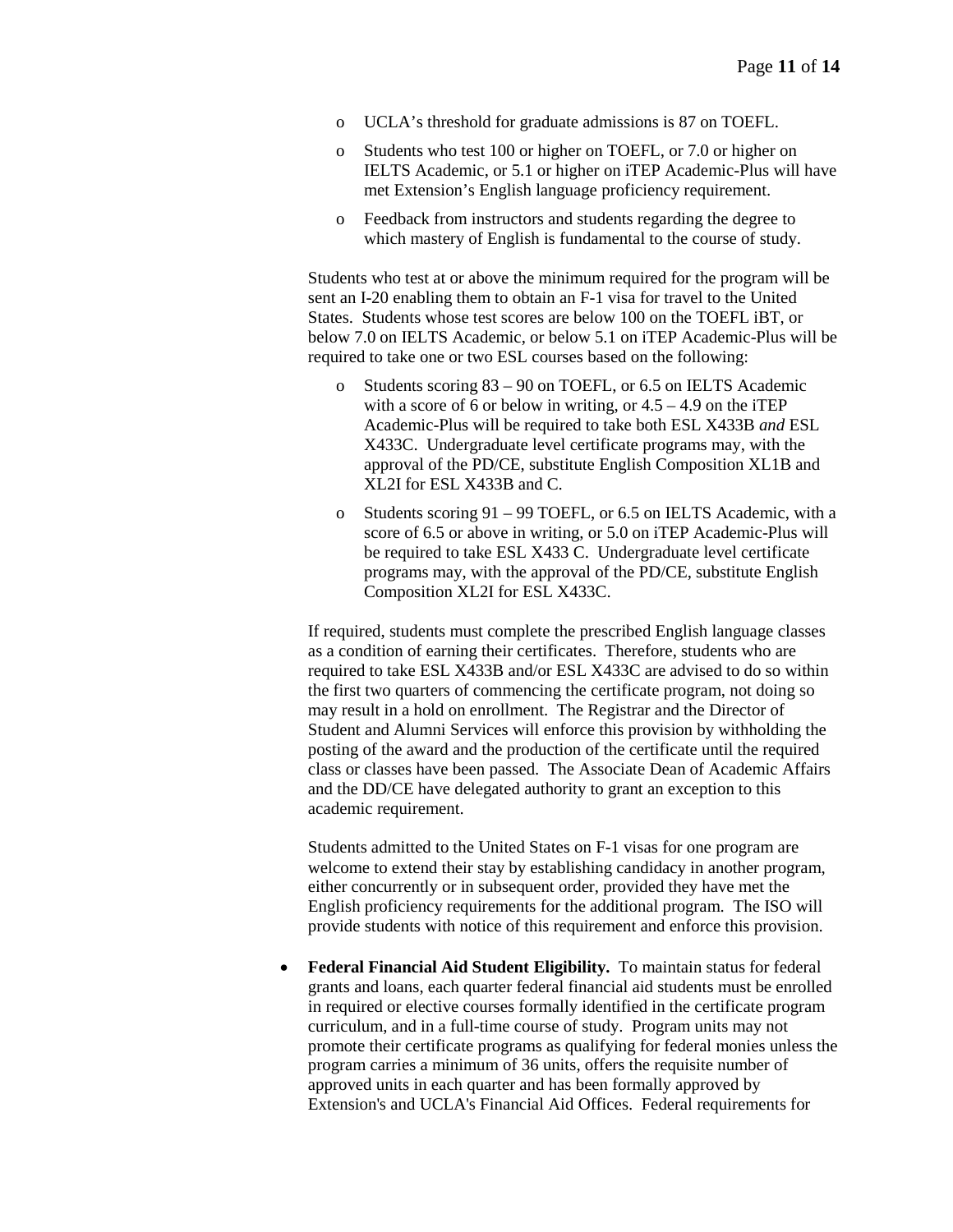- UCLA's threshold for graduate admissions is 87 on TOEFL.
- Students who test 100 or higher on TOEFL, or 7.0 or higher on IELTS Academic, or 5.1 or higher on iTEP Academic-Plus will have met Extension's English language proficiency requirement.
- Feedback from instructors and students regarding the degree to which mastery of English is fundamental to the course of study.

Students who test at or above the minimum required for the program will be sent an I-20 enabling them to obtain an F-1 visa for travel to the United States. Students whose test scores are below 100 on the TOEFL iBT, or below 7.0 on IELTS Academic, or below 5.1 on iTEP Academic-Plus will be required to take one or two ESL courses based on the following:

- Students scoring 83 – 90 on TOEFL, or 6.5 on IELTS Academic with a score of 6 or below in writing, or 4.5 – 4.9 on the iTEP Academic-Plus will be required to take both ESL X433B *and* ESL X433C. Undergraduate level certificate programs may, with the approval of the PD/CE, substitute English Composition XL1B and XL2I for ESL X433B and C.
- Students scoring 91 – 99 TOEFL, or 6.5 on IELTS Academic, with a score of 6.5 or above in writing, or 5.0 on iTEP Academic-Plus will be required to take ESL X433 C. Undergraduate level certificate programs may, with the approval of the PD/CE, substitute English Composition XL2I for ESL X433C.

If required, students must complete the prescribed English language classes as a condition of earning their certificates. Therefore, students who are required to take ESL X433B and/or ESL X433C are advised to do so within the first two quarters of commencing the certificate program, not doing so may result in a hold on enrollment. The Registrar and the Director of Student and Alumni Services will enforce this provision by withholding the posting of the award and the production of the certificate until the required class or classes have been passed. The Associate Dean of Academic Affairs and the DD/CE have delegated authority to grant an exception to this academic requirement.

Students admitted to the United States on F-1 visas for one program are welcome to extend their stay by establishing candidacy in another program, either concurrently or in subsequent order, provided they have met the English proficiency requirements for the additional program. The ISO will provide students with notice of this requirement and enforce this provision.

- **Federal Financial Aid Student Eligibility.** To maintain status for federal grants and loans, each quarter federal financial aid students must be enrolled in required or elective courses formally identified in the certificate program curriculum, and in a full-time course of study. Program units may not promote their certificate programs as qualifying for federal monies unless the program carries a minimum of 36 units, offers the requisite number of approved units in each quarter and has been formally approved by Extension's and UCLA's Financial Aid Offices. Federal requirements for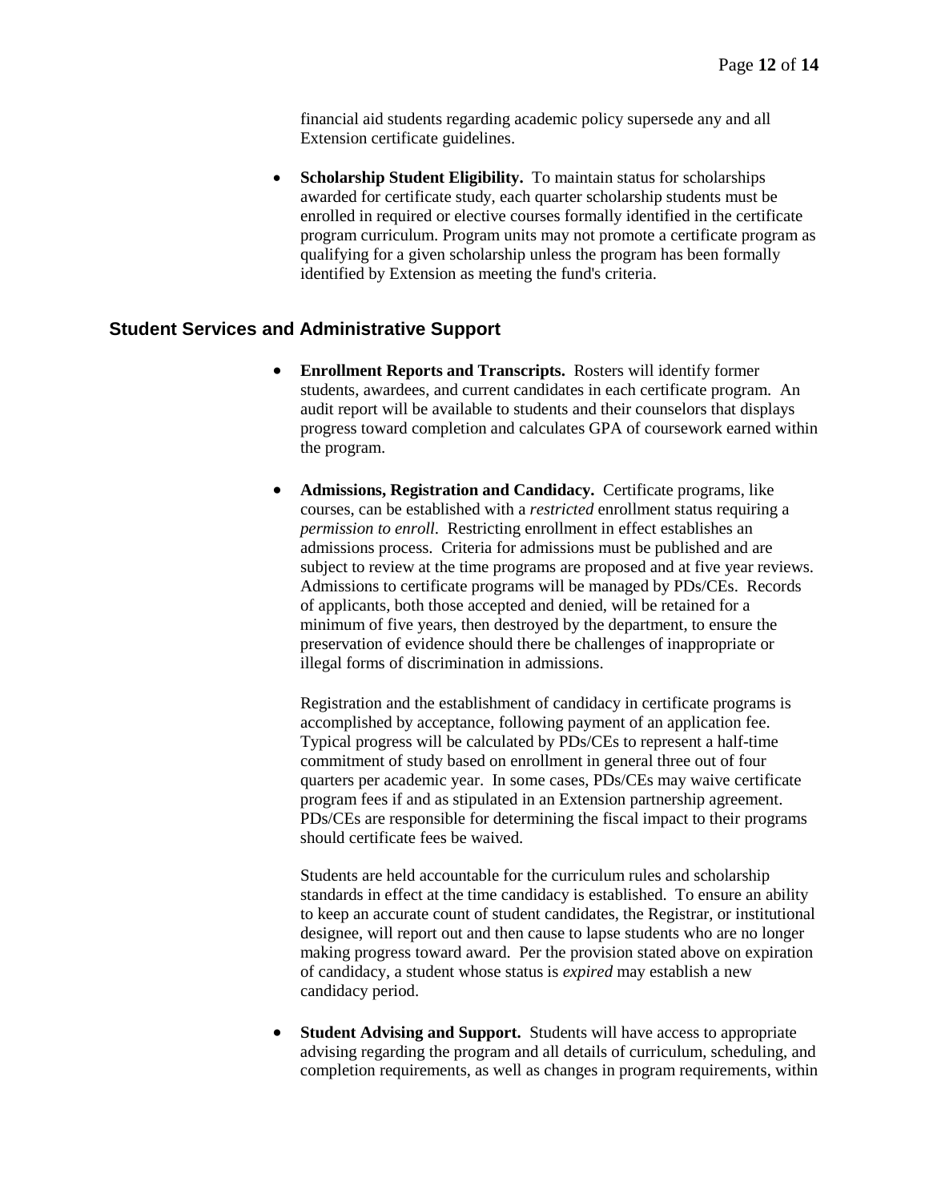financial aid students regarding academic policy supersede any and all Extension certificate guidelines.

- **Scholarship Student Eligibility.** To maintain status for scholarships awarded for certificate study, each quarter scholarship students must be enrolled in required or elective courses formally identified in the certificate program curriculum. Program units may not promote a certificate program as qualifying for a given scholarship unless the program has been formally identified by Extension as meeting the fund's criteria.

## Student Services and Administrative Support

- **Enrollment Reports and Transcripts.** Rosters will identify former students, awardees, and current candidates in each certificate program. An audit report will be available to students and their counselors that displays progress toward completion and calculates GPA of coursework earned within the program.

- **Admissions, Registration and Candidacy.** Certificate programs, like courses, can be established with a *restricted* enrollment status requiring a *permission to enroll*. Restricting enrollment in effect establishes an admissions process. Criteria for admissions must be published and are subject to review at the time programs are proposed and at five year reviews. Admissions to certificate programs will be managed by PDs/CEs. Records of applicants, both those accepted and denied, will be retained for a minimum of five years, then destroyed by the department, to ensure the preservation of evidence should there be challenges of inappropriate or illegal forms of discrimination in admissions.

  Registration and the establishment of candidacy in certificate programs is accomplished by acceptance, following payment of an application fee. Typical progress will be calculated by PDs/CEs to represent a half-time commitment of study based on enrollment in general three out of four quarters per academic year. In some cases, PDs/CEs may waive certificate program fees if and as stipulated in an Extension partnership agreement. PDs/CEs are responsible for determining the fiscal impact to their programs should certificate fees be waived.

  Students are held accountable for the curriculum rules and scholarship standards in effect at the time candidacy is established. To ensure an ability to keep an accurate count of student candidates, the Registrar, or institutional designee, will report out and then cause to lapse students who are no longer making progress toward award. Per the provision stated above on expiration of candidacy, a student whose status is *expired* may establish a new candidacy period.

- **Student Advising and Support.** Students will have access to appropriate advising regarding the program and all details of curriculum, scheduling, and completion requirements, as well as changes in program requirements, within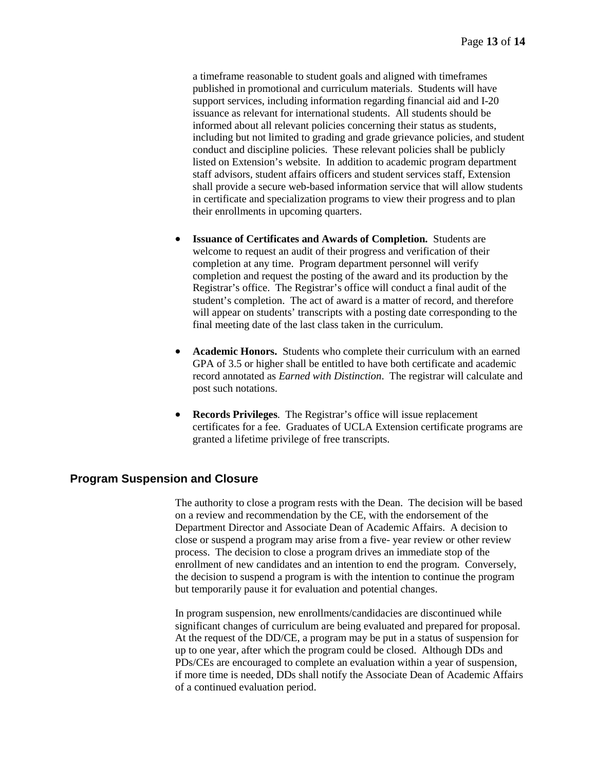a timeframe reasonable to student goals and aligned with timeframes published in promotional and curriculum materials. Students will have support services, including information regarding financial aid and I-20 issuance as relevant for international students. All students should be informed about all relevant policies concerning their status as students, including but not limited to grading and grade grievance policies, and student conduct and discipline policies. These relevant policies shall be publicly listed on Extension's website. In addition to academic program department staff advisors, student affairs officers and student services staff, Extension shall provide a secure web-based information service that will allow students in certificate and specialization programs to view their progress and to plan their enrollments in upcoming quarters.

- **Issuance of Certificates and Awards of Completion.** Students are welcome to request an audit of their progress and verification of their completion at any time. Program department personnel will verify completion and request the posting of the award and its production by the Registrar's office. The Registrar's office will conduct a final audit of the student's completion. The act of award is a matter of record, and therefore will appear on students' transcripts with a posting date corresponding to the final meeting date of the last class taken in the curriculum.

- **Academic Honors.** Students who complete their curriculum with an earned GPA of 3.5 or higher shall be entitled to have both certificate and academic record annotated as *Earned with Distinction*. The registrar will calculate and post such notations.

- **Records Privileges**. The Registrar's office will issue replacement certificates for a fee. Graduates of UCLA Extension certificate programs are granted a lifetime privilege of free transcripts.

## Program Suspension and Closure

The authority to close a program rests with the Dean. The decision will be based on a review and recommendation by the CE, with the endorsement of the Department Director and Associate Dean of Academic Affairs. A decision to close or suspend a program may arise from a five- year review or other review process. The decision to close a program drives an immediate stop of the enrollment of new candidates and an intention to end the program. Conversely, the decision to suspend a program is with the intention to continue the program but temporarily pause it for evaluation and potential changes.

In program suspension, new enrollments/candidacies are discontinued while significant changes of curriculum are being evaluated and prepared for proposal. At the request of the DD/CE, a program may be put in a status of suspension for up to one year, after which the program could be closed. Although DDs and PDs/CEs are encouraged to complete an evaluation within a year of suspension, if more time is needed, DDs shall notify the Associate Dean of Academic Affairs of a continued evaluation period.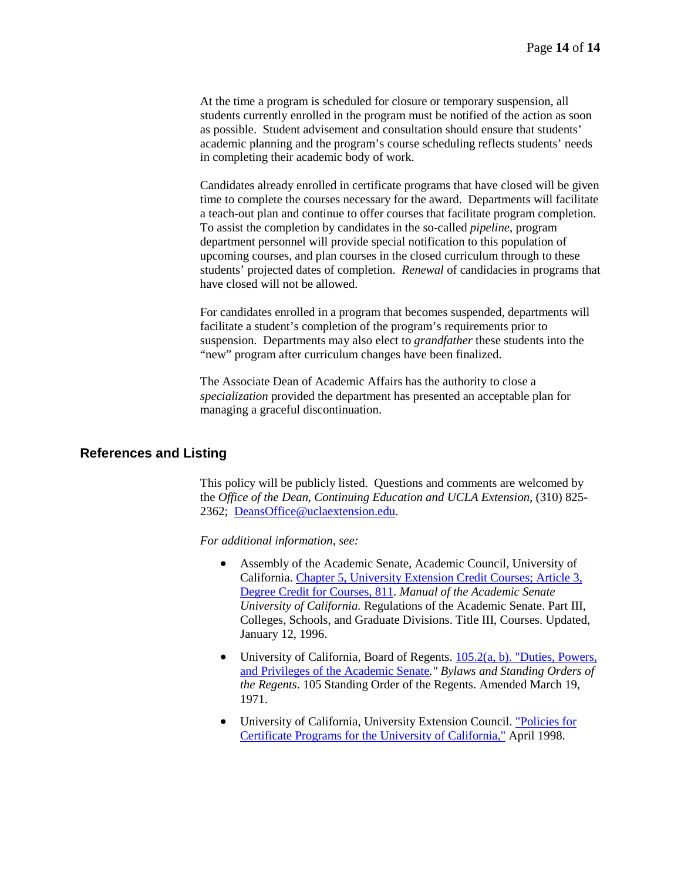At the time a program is scheduled for closure or temporary suspension, all students currently enrolled in the program must be notified of the action as soon as possible. Student advisement and consultation should ensure that students' academic planning and the program's course scheduling reflects students' needs in completing their academic body of work.

Candidates already enrolled in certificate programs that have closed will be given time to complete the courses necessary for the award. Departments will facilitate a teach-out plan and continue to offer courses that facilitate program completion. To assist the completion by candidates in the so-called *pipeline*, program department personnel will provide special notification to this population of upcoming courses, and plan courses in the closed curriculum through to these students' projected dates of completion. *Renewal* of candidacies in programs that have closed will not be allowed.

For candidates enrolled in a program that becomes suspended, departments will facilitate a student's completion of the program's requirements prior to suspension. Departments may also elect to *grandfather* these students into the "new" program after curriculum changes have been finalized.

The Associate Dean of Academic Affairs has the authority to close a *specialization* provided the department has presented an acceptable plan for managing a graceful discontinuation.

## References and Listing

This policy will be publicly listed. Questions and comments are welcomed by the *Office of the Dean, Continuing Education and UCLA Extension*, (310) 825-2362; DeansOffice@uclaextension.edu.

*For additional information, see:*

- Assembly of the Academic Senate, Academic Council, University of California. Chapter 5, University Extension Credit Courses; Article 3, Degree Credit for Courses, 811. *Manual of the Academic Senate University of California.* Regulations of the Academic Senate. Part III, Colleges, Schools, and Graduate Divisions. Title III, Courses. Updated, January 12, 1996.
- University of California, Board of Regents. 105.2(a, b). "Duties, Powers, and Privileges of the Academic Senate*." Bylaws and Standing Orders of the Regents*. 105 Standing Order of the Regents. Amended March 19, 1971.
- University of California, University Extension Council. "Policies for Certificate Programs for the University of California," April 1998.